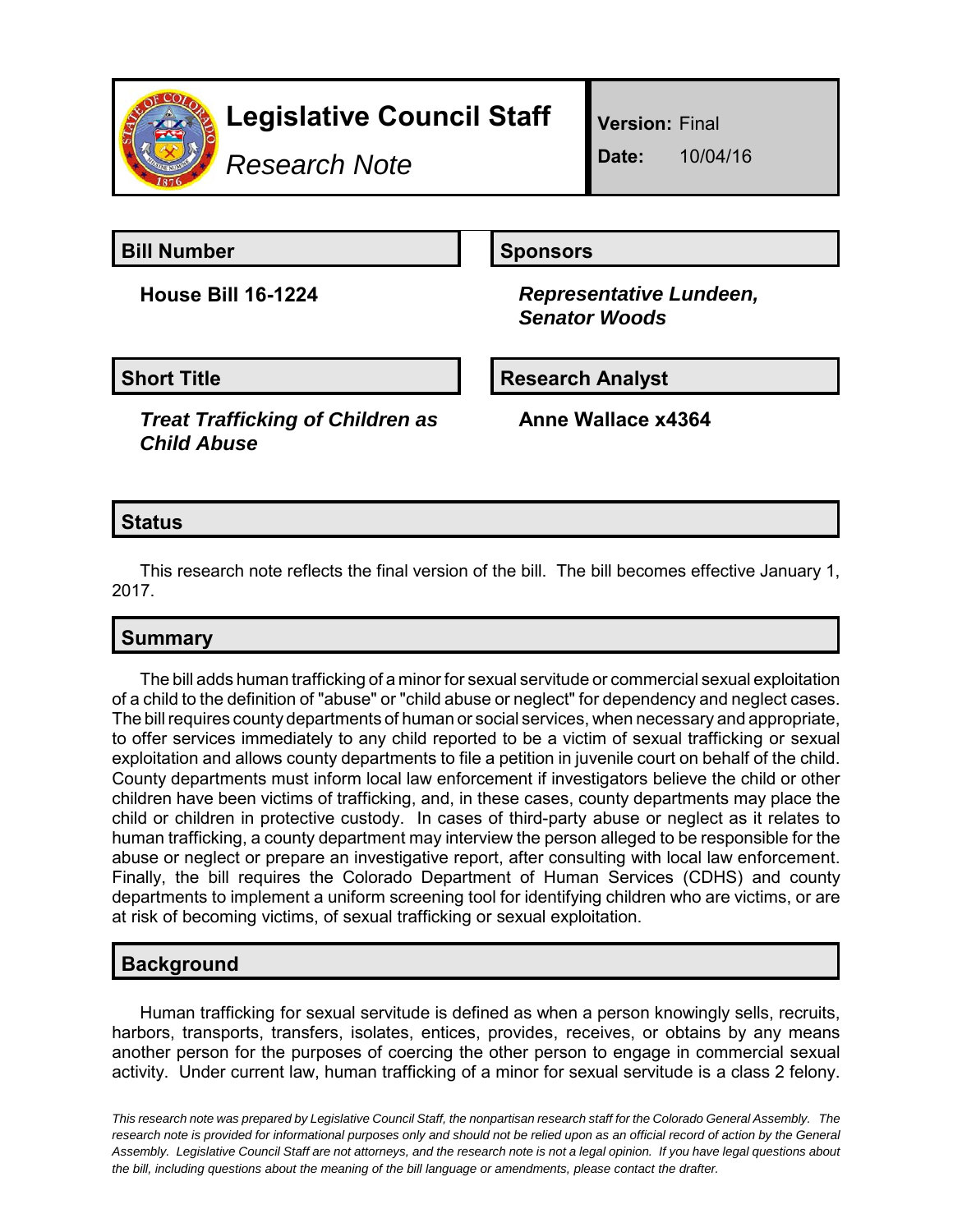# Legislative Council Staff

*Research Note*

**Version:** Final

**Date:** 10/04/16

## Bill Number

**House Bill 16-1224**

## Sponsors

***Representative Lundeen, Senator Woods***

## Short Title

***Treat Trafficking of Children as Child Abuse***

## Research Analyst

**Anne Wallace x4364**

## Status

This research note reflects the final version of the bill. The bill becomes effective January 1, 2017.

## Summary

The bill adds human trafficking of a minor for sexual servitude or commercial sexual exploitation of a child to the definition of "abuse" or "child abuse or neglect" for dependency and neglect cases. The bill requires county departments of human or social services, when necessary and appropriate, to offer services immediately to any child reported to be a victim of sexual trafficking or sexual exploitation and allows county departments to file a petition in juvenile court on behalf of the child. County departments must inform local law enforcement if investigators believe the child or other children have been victims of trafficking, and, in these cases, county departments may place the child or children in protective custody. In cases of third-party abuse or neglect as it relates to human trafficking, a county department may interview the person alleged to be responsible for the abuse or neglect or prepare an investigative report, after consulting with local law enforcement. Finally, the bill requires the Colorado Department of Human Services (CDHS) and county departments to implement a uniform screening tool for identifying children who are victims, or are at risk of becoming victims, of sexual trafficking or sexual exploitation.

## Background

Human trafficking for sexual servitude is defined as when a person knowingly sells, recruits, harbors, transports, transfers, isolates, entices, provides, receives, or obtains by any means another person for the purposes of coercing the other person to engage in commercial sexual activity. Under current law, human trafficking of a minor for sexual servitude is a class 2 felony.

*This research note was prepared by Legislative Council Staff, the nonpartisan research staff for the Colorado General Assembly. The research note is provided for informational purposes only and should not be relied upon as an official record of action by the General Assembly. Legislative Council Staff are not attorneys, and the research note is not a legal opinion. If you have legal questions about the bill, including questions about the meaning of the bill language or amendments, please contact the drafter.*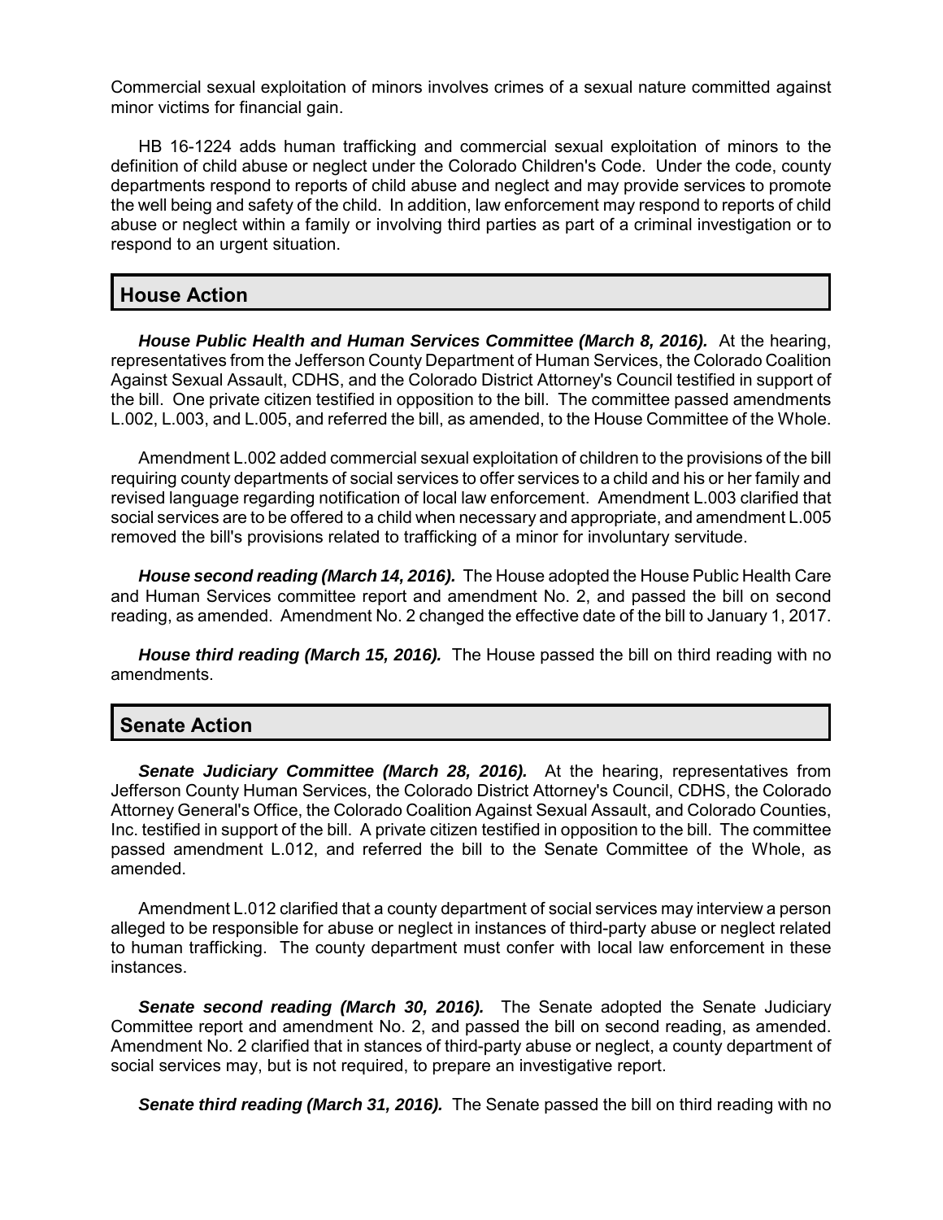Commercial sexual exploitation of minors involves crimes of a sexual nature committed against minor victims for financial gain.

HB 16-1224 adds human trafficking and commercial sexual exploitation of minors to the definition of child abuse or neglect under the Colorado Children's Code. Under the code, county departments respond to reports of child abuse and neglect and may provide services to promote the well being and safety of the child. In addition, law enforcement may respond to reports of child abuse or neglect within a family or involving third parties as part of a criminal investigation or to respond to an urgent situation.

## House Action

***House Public Health and Human Services Committee (March 8, 2016).*** At the hearing, representatives from the Jefferson County Department of Human Services, the Colorado Coalition Against Sexual Assault, CDHS, and the Colorado District Attorney's Council testified in support of the bill. One private citizen testified in opposition to the bill. The committee passed amendments L.002, L.003, and L.005, and referred the bill, as amended, to the House Committee of the Whole.

Amendment L.002 added commercial sexual exploitation of children to the provisions of the bill requiring county departments of social services to offer services to a child and his or her family and revised language regarding notification of local law enforcement. Amendment L.003 clarified that social services are to be offered to a child when necessary and appropriate, and amendment L.005 removed the bill's provisions related to trafficking of a minor for involuntary servitude.

***House second reading (March 14, 2016).*** The House adopted the House Public Health Care and Human Services committee report and amendment No. 2, and passed the bill on second reading, as amended. Amendment No. 2 changed the effective date of the bill to January 1, 2017.

***House third reading (March 15, 2016).*** The House passed the bill on third reading with no amendments.

## Senate Action

***Senate Judiciary Committee (March 28, 2016).*** At the hearing, representatives from Jefferson County Human Services, the Colorado District Attorney's Council, CDHS, the Colorado Attorney General's Office, the Colorado Coalition Against Sexual Assault, and Colorado Counties, Inc. testified in support of the bill. A private citizen testified in opposition to the bill. The committee passed amendment L.012, and referred the bill to the Senate Committee of the Whole, as amended.

Amendment L.012 clarified that a county department of social services may interview a person alleged to be responsible for abuse or neglect in instances of third-party abuse or neglect related to human trafficking. The county department must confer with local law enforcement in these instances.

***Senate second reading (March 30, 2016).*** The Senate adopted the Senate Judiciary Committee report and amendment No. 2, and passed the bill on second reading, as amended. Amendment No. 2 clarified that in stances of third-party abuse or neglect, a county department of social services may, but is not required, to prepare an investigative report.

***Senate third reading (March 31, 2016).*** The Senate passed the bill on third reading with no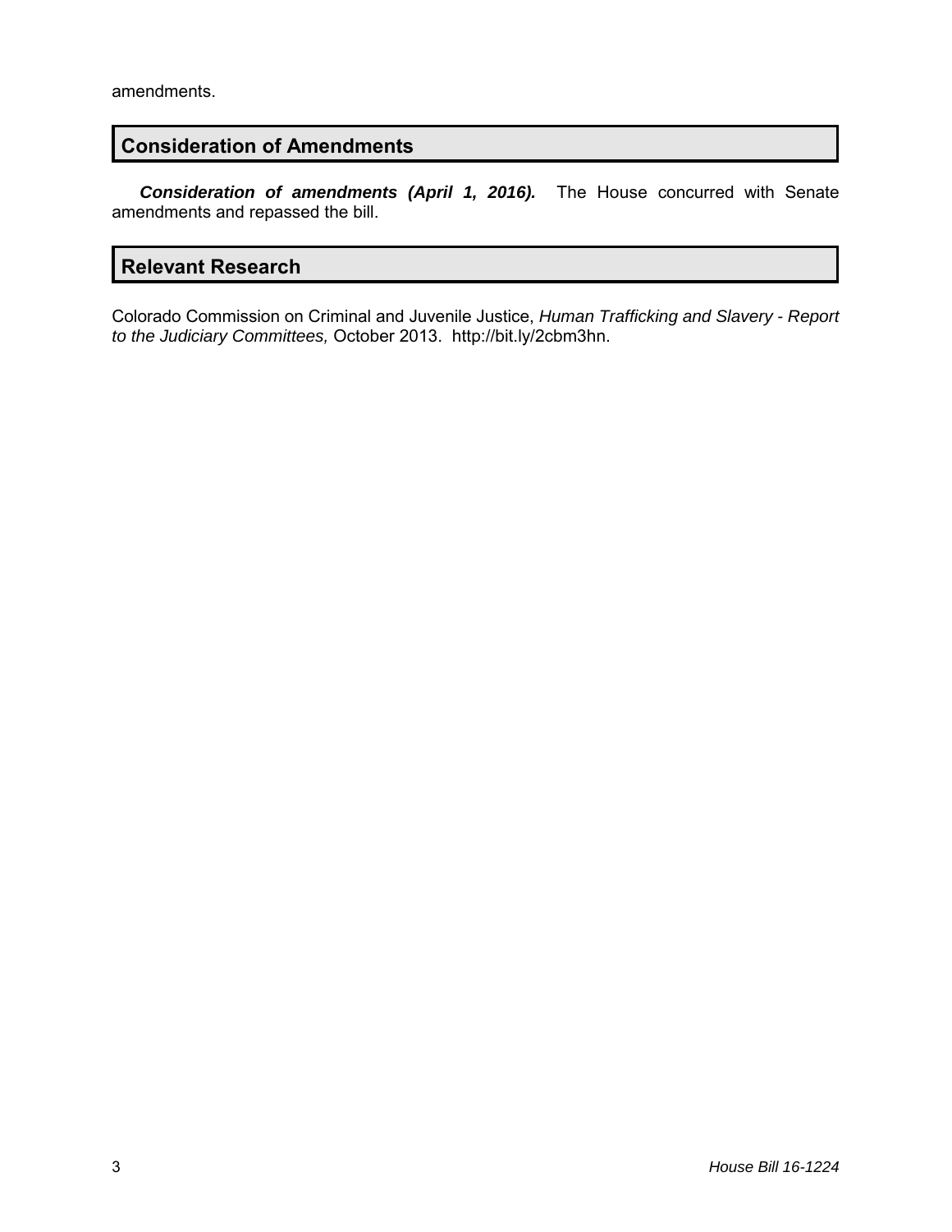amendments.

## Consideration of Amendments

***Consideration of amendments (April 1, 2016).*** The House concurred with Senate amendments and repassed the bill.

## Relevant Research

Colorado Commission on Criminal and Juvenile Justice, *Human Trafficking and Slavery - Report to the Judiciary Committees,* October 2013. http://bit.ly/2cbm3hn.